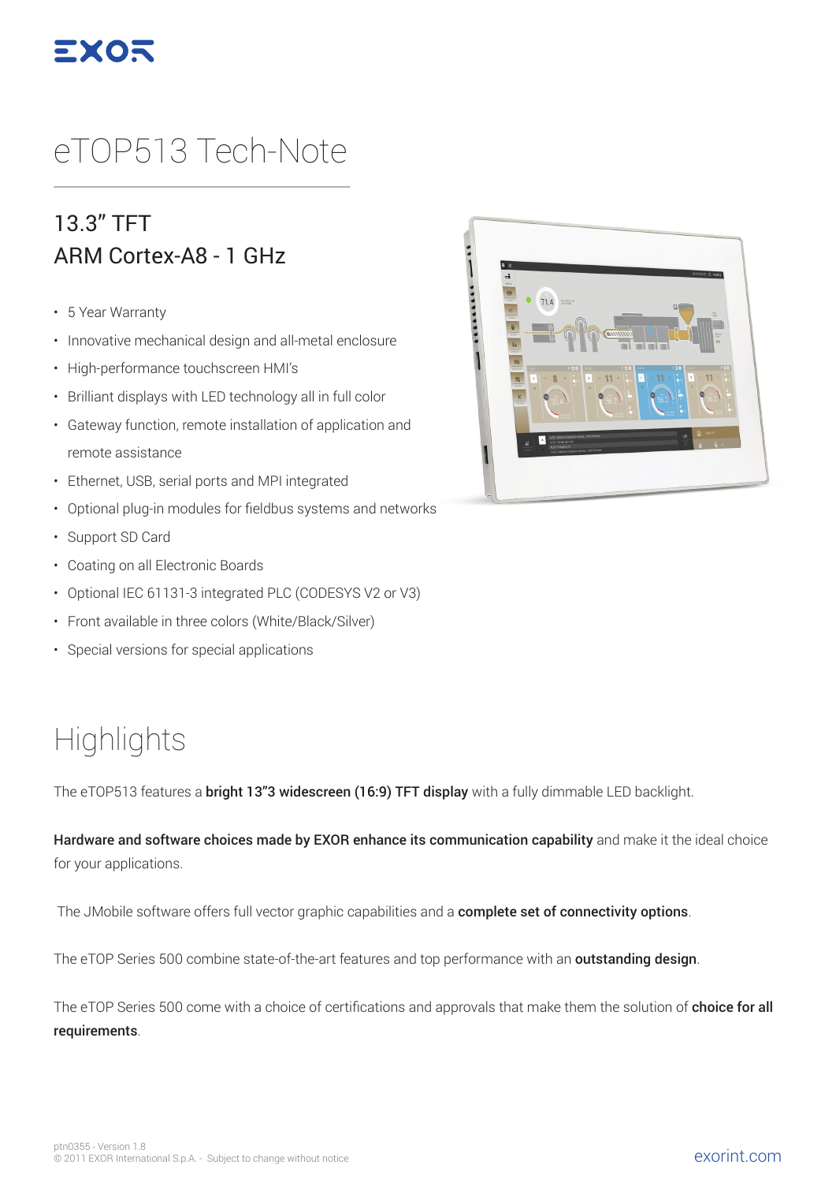# eTOP513 Tech-Note

## 13.3" TFT
## ARM Cortex-A8 - 1 GHz

- 5 Year Warranty
- Innovative mechanical design and all-metal enclosure
- High-performance touchscreen HMI's
- Brilliant displays with LED technology all in full color
- Gateway function, remote installation of application and remote assistance
- Ethernet, USB, serial ports and MPI integrated
- Optional plug-in modules for fieldbus systems and networks
- Support SD Card
- Coating on all Electronic Boards
- Optional IEC 61131-3 integrated PLC (CODESYS V2 or V3)
- Front available in three colors (White/Black/Silver)
- Special versions for special applications

# Highlights

The eTOP513 features a **bright 13"3 widescreen (16:9) TFT display** with a fully dimmable LED backlight.

**Hardware and software choices made by EXOR enhance its communication capability** and make it the ideal choice for your applications.

The JMobile software offers full vector graphic capabilities and a **complete set of connectivity options**.

The eTOP Series 500 combine state-of-the-art features and top performance with an **outstanding design**.

The eTOP Series 500 come with a choice of certifications and approvals that make them the solution of **choice for all requirements**.

ptn0355 - Version 1.8
© 2011 EXOR International S.p.A. - Subject to change without notice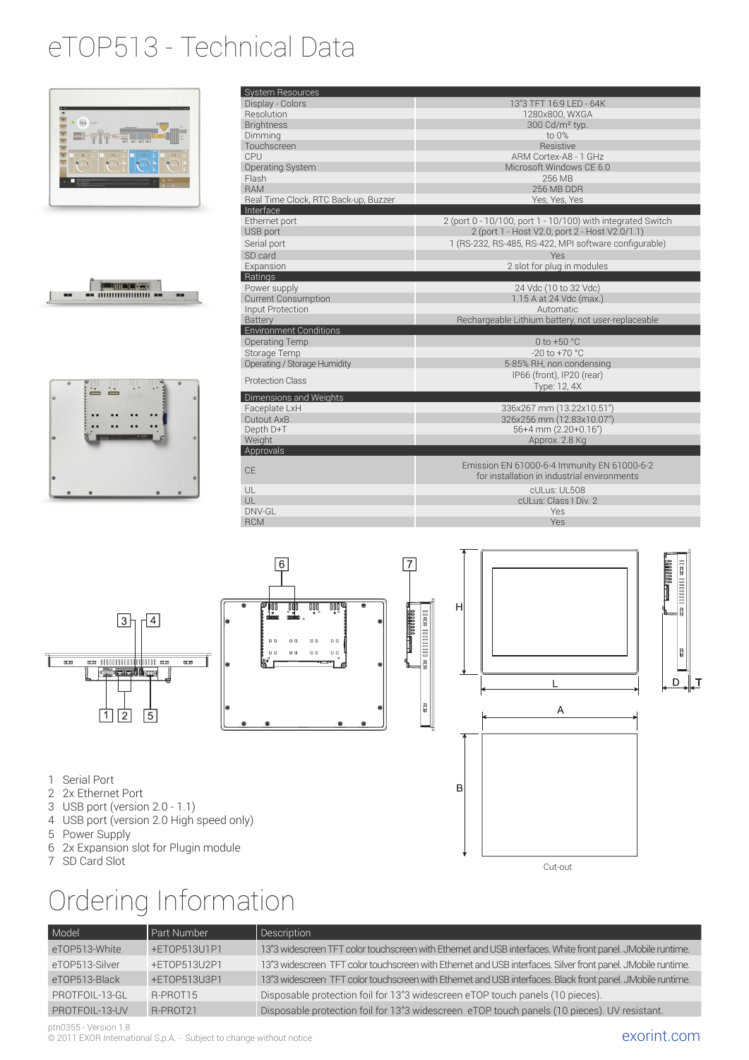# eTOP513 - Technical Data

| System Resources | |
|---|---|
| Display - Colors | 13"3 TFT 16:9 LED - 64K |
| Resolution | 1280x800, WXGA |
| Brightness | 300 Cd/m² typ. |
| Dimming | to 0% |
| Touchscreen | Resistive |
| CPU | ARM Cortex-A8 - 1 GHz |
| Operating System | Microsoft Windows CE 6.0 |
| Flash | 256 MB |
| RAM | 256 MB DDR |
| Real Time Clock, RTC Back-up, Buzzer | Yes, Yes, Yes |
| **Interface** | |
| Ethernet port | 2 (port 0 - 10/100, port 1 - 10/100) with integrated Switch |
| USB port | 2 (port 1 - Host V2.0, port 2 - Host V2.0/1.1) |
| Serial port | 1 (RS-232, RS-485, RS-422, MPI software configurable) |
| SD card | Yes |
| Expansion | 2 slot for plug in modules |
| **Ratings** | |
| Power supply | 24 Vdc (10 to 32 Vdc) |
| Current Consumption | 1.15 A at 24 Vdc (max.) |
| Input Protection | Automatic |
| Battery | Rechargeable Lithium battery, not user-replaceable |
| **Environment Conditions** | |
| Operating Temp | 0 to +50 °C |
| Storage Temp | -20 to +70 °C |
| Operating / Storage Humidity | 5-85% RH, non condensing |
| Protection Class | IP66 (front), IP20 (rear) Type: 12, 4X |
| **Dimensions and Weights** | |
| Faceplate LxH | 336x267 mm (13.22x10.51") |
| Cutout AxB | 326x256 mm (12.83x10.07") |
| Depth D+T | 56+4 mm (2.20+0.16") |
| Weight | Approx. 2.8 Kg |
| **Approvals** | |
| CE | Emission EN 61000-6-4 Immunity EN 61000-6-2 for installation in industrial environments |
| UL | cULus: UL508 |
| UL | cULus: Class I Div. 2 |
| DNV-GL | Yes |
| RCM | Yes |

H
L
D
T
A
B
Cut-out

1. Serial Port
2. 2x Ethernet Port
3. USB port (version 2.0 - 1.1)
4. USB port (version 2.0 High speed only)
5. Power Supply
6. 2x Expansion slot for Plugin module
7. SD Card Slot

# Ordering Information

| Model | Part Number | Description |
|---|---|---|
| eTOP513-White | +ETOP513U1P1 | 13"3 widescreen TFT color touchscreen with Ethernet and USB interfaces. White front panel. JMobile runtime. |
| eTOP513-Silver | +ETOP513U2P1 | 13"3 widescreen TFT color touchscreen with Ethernet and USB interfaces. Silver front panel. JMobile runtime. |
| eTOP513-Black | +ETOP513U3P1 | 13"3 widescreen TFT color touchscreen with Ethernet and USB interfaces. Black front panel. JMobile runtime. |
| PROTFOIL-13-GL | R-PROT15 | Disposable protection foil for 13"3 widescreen eTOP touch panels (10 pieces). |
| PROTFOIL-13-UV | R-PROT21 | Disposable protection foil for 13"3 widescreen eTOP touch panels (10 pieces). UV resistant. |

ptn0355 - Version 1.8
© 2011 EXOR International S.p.A. - Subject to change without notice

exorint.com